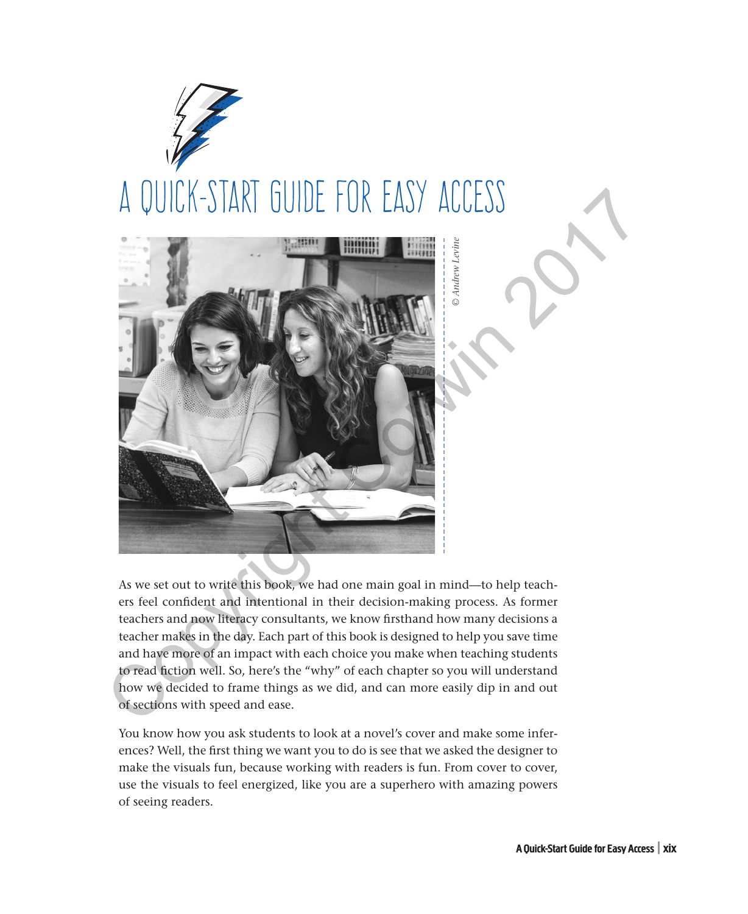# A QUICK-START GUIDE FOR EASY ACCESS

© Andrew Levine

As we set out to write this book, we had one main goal in mind—to help teachers feel confident and intentional in their decision-making process. As former teachers and now literacy consultants, we know firsthand how many decisions a teacher makes in the day. Each part of this book is designed to help you save time and have more of an impact with each choice you make when teaching students to read fiction well. So, here's the "why" of each chapter so you will understand how we decided to frame things as we did, and can more easily dip in and out of sections with speed and ease.

You know how you ask students to look at a novel's cover and make some inferences? Well, the first thing we want you to do is see that we asked the designer to make the visuals fun, because working with readers is fun. From cover to cover, use the visuals to feel energized, like you are a superhero with amazing powers of seeing readers.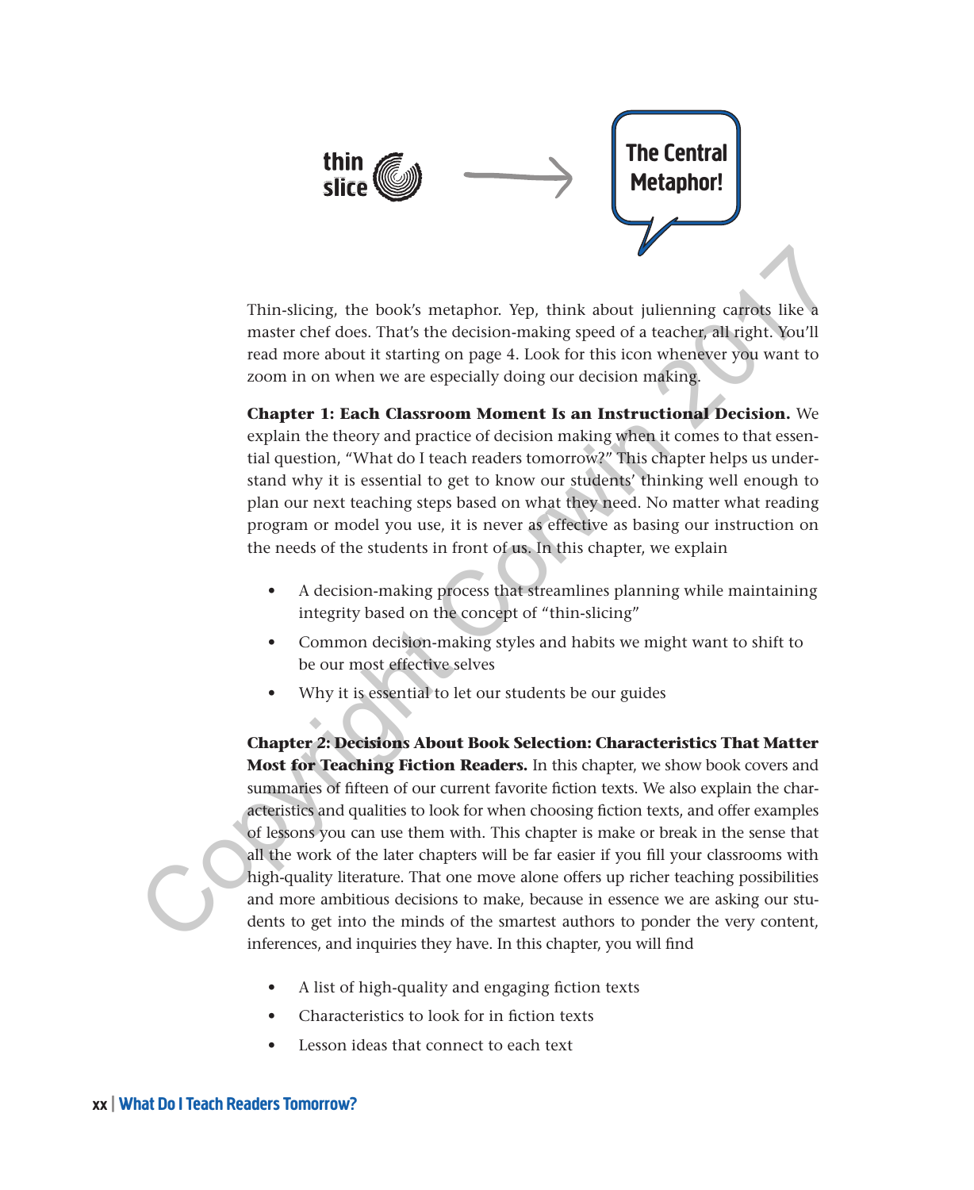thin slice → **The Central Metaphor!**

Thin-slicing, the book's metaphor. Yep, think about julienning carrots like a master chef does. That's the decision-making speed of a teacher, all right. You'll read more about it starting on page 4. Look for this icon whenever you want to zoom in on when we are especially doing our decision making.

**Chapter 1: Each Classroom Moment Is an Instructional Decision.** We explain the theory and practice of decision making when it comes to that essential question, "What do I teach readers tomorrow?" This chapter helps us understand why it is essential to get to know our students' thinking well enough to plan our next teaching steps based on what they need. No matter what reading program or model you use, it is never as effective as basing our instruction on the needs of the students in front of us. In this chapter, we explain

- A decision-making process that streamlines planning while maintaining integrity based on the concept of "thin-slicing"
- Common decision-making styles and habits we might want to shift to be our most effective selves
- Why it is essential to let our students be our guides

**Chapter 2: Decisions About Book Selection: Characteristics That Matter Most for Teaching Fiction Readers.** In this chapter, we show book covers and summaries of fifteen of our current favorite fiction texts. We also explain the characteristics and qualities to look for when choosing fiction texts, and offer examples of lessons you can use them with. This chapter is make or break in the sense that all the work of the later chapters will be far easier if you fill your classrooms with high-quality literature. That one move alone offers up richer teaching possibilities and more ambitious decisions to make, because in essence we are asking our students to get into the minds of the smartest authors to ponder the very content, inferences, and inquiries they have. In this chapter, you will find

- A list of high-quality and engaging fiction texts
- Characteristics to look for in fiction texts
- Lesson ideas that connect to each text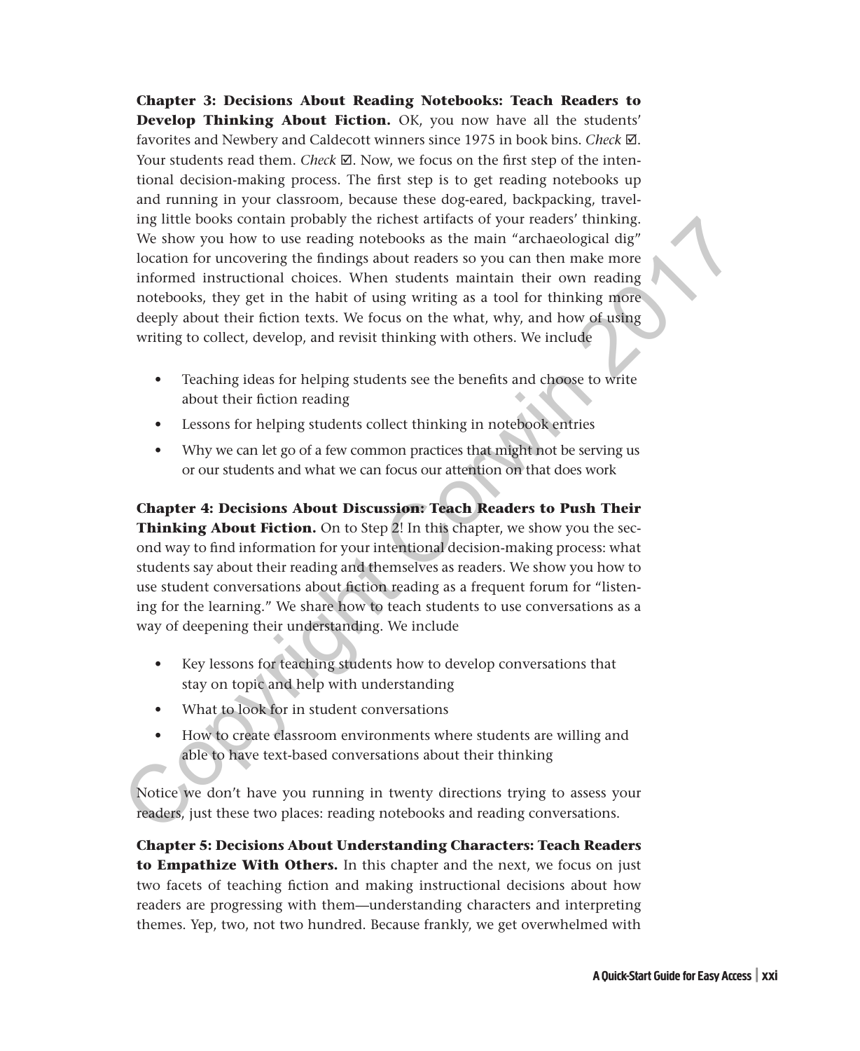**Chapter 3: Decisions About Reading Notebooks: Teach Readers to Develop Thinking About Fiction.** OK, you now have all the students' favorites and Newbery and Caldecott winners since 1975 in book bins. *Check* ☑. Your students read them. *Check* ☑. Now, we focus on the first step of the intentional decision-making process. The first step is to get reading notebooks up and running in your classroom, because these dog-eared, backpacking, traveling little books contain probably the richest artifacts of your readers' thinking. We show you how to use reading notebooks as the main "archaeological dig" location for uncovering the findings about readers so you can then make more informed instructional choices. When students maintain their own reading notebooks, they get in the habit of using writing as a tool for thinking more deeply about their fiction texts. We focus on the what, why, and how of using writing to collect, develop, and revisit thinking with others. We include

- Teaching ideas for helping students see the benefits and choose to write about their fiction reading
- Lessons for helping students collect thinking in notebook entries
- Why we can let go of a few common practices that might not be serving us or our students and what we can focus our attention on that does work

**Chapter 4: Decisions About Discussion: Teach Readers to Push Their Thinking About Fiction.** On to Step 2! In this chapter, we show you the second way to find information for your intentional decision-making process: what students say about their reading and themselves as readers. We show you how to use student conversations about fiction reading as a frequent forum for "listening for the learning." We share how to teach students to use conversations as a way of deepening their understanding. We include

- Key lessons for teaching students how to develop conversations that stay on topic and help with understanding
- What to look for in student conversations
- How to create classroom environments where students are willing and able to have text-based conversations about their thinking

Notice we don't have you running in twenty directions trying to assess your readers, just these two places: reading notebooks and reading conversations.

**Chapter 5: Decisions About Understanding Characters: Teach Readers to Empathize With Others.** In this chapter and the next, we focus on just two facets of teaching fiction and making instructional decisions about how readers are progressing with them—understanding characters and interpreting themes. Yep, two, not two hundred. Because frankly, we get overwhelmed with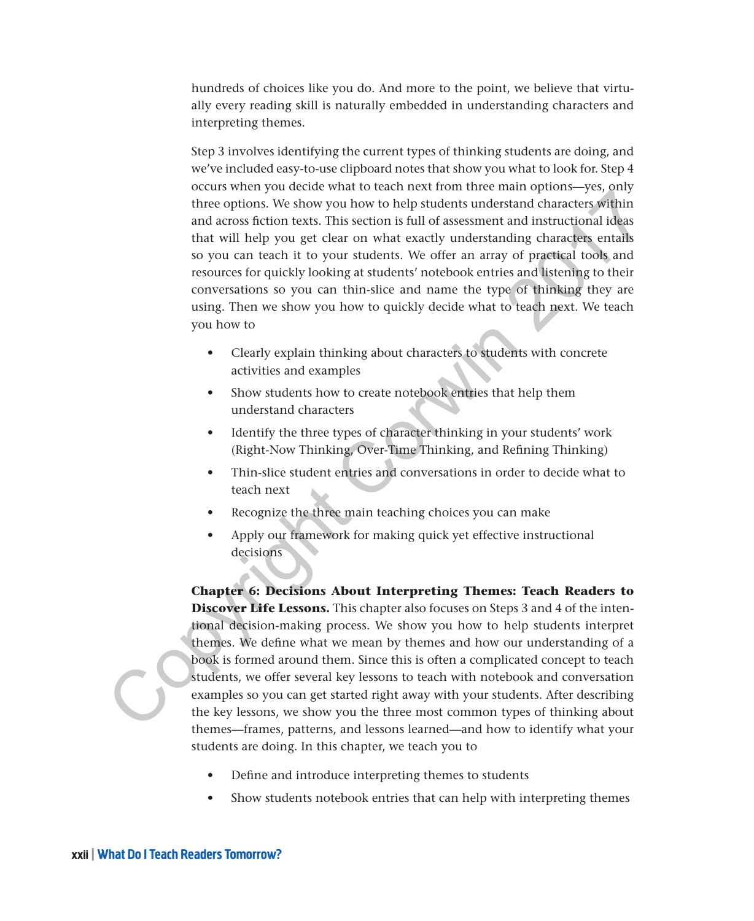hundreds of choices like you do. And more to the point, we believe that virtually every reading skill is naturally embedded in understanding characters and interpreting themes.

Step 3 involves identifying the current types of thinking students are doing, and we've included easy-to-use clipboard notes that show you what to look for. Step 4 occurs when you decide what to teach next from three main options—yes, only three options. We show you how to help students understand characters within and across fiction texts. This section is full of assessment and instructional ideas that will help you get clear on what exactly understanding characters entails so you can teach it to your students. We offer an array of practical tools and resources for quickly looking at students' notebook entries and listening to their conversations so you can thin-slice and name the type of thinking they are using. Then we show you how to quickly decide what to teach next. We teach you how to

- Clearly explain thinking about characters to students with concrete activities and examples
- Show students how to create notebook entries that help them understand characters
- Identify the three types of character thinking in your students' work (Right-Now Thinking, Over-Time Thinking, and Refining Thinking)
- Thin-slice student entries and conversations in order to decide what to teach next
- Recognize the three main teaching choices you can make
- Apply our framework for making quick yet effective instructional decisions

**Chapter 6: Decisions About Interpreting Themes: Teach Readers to Discover Life Lessons.** This chapter also focuses on Steps 3 and 4 of the intentional decision-making process. We show you how to help students interpret themes. We define what we mean by themes and how our understanding of a book is formed around them. Since this is often a complicated concept to teach students, we offer several key lessons to teach with notebook and conversation examples so you can get started right away with your students. After describing the key lessons, we show you the three most common types of thinking about themes—frames, patterns, and lessons learned—and how to identify what your students are doing. In this chapter, we teach you to

- Define and introduce interpreting themes to students
- Show students notebook entries that can help with interpreting themes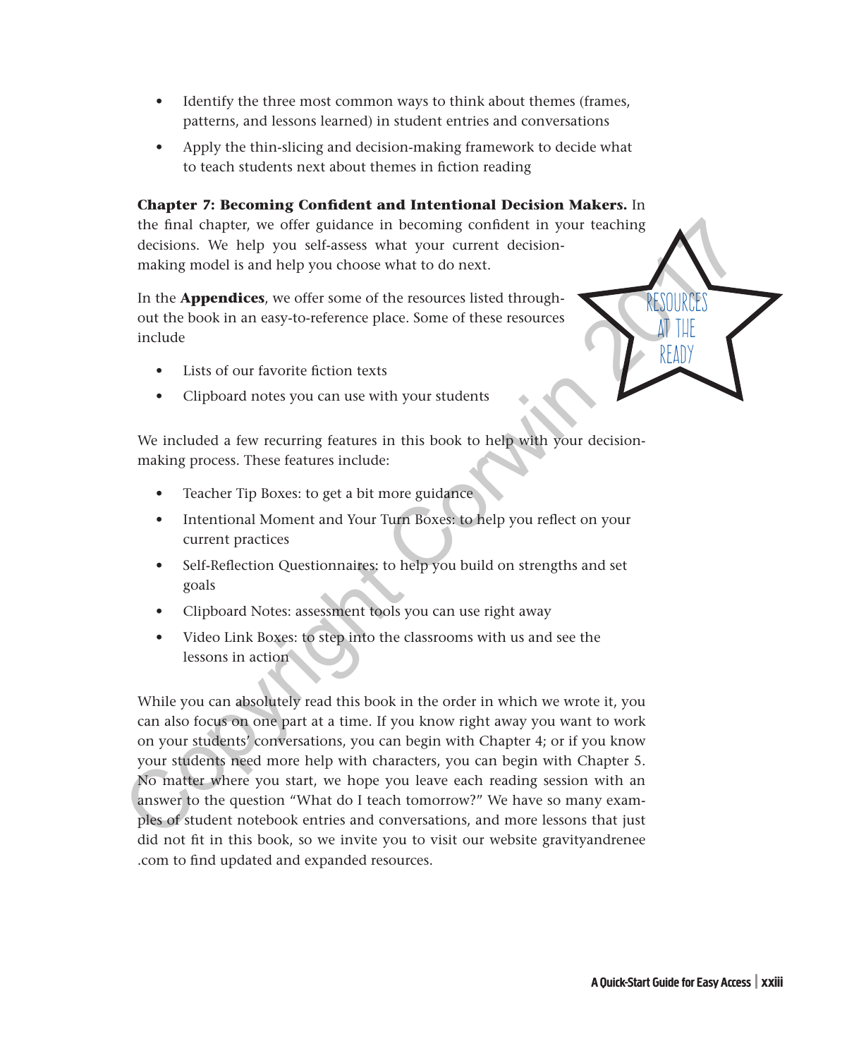- Identify the three most common ways to think about themes (frames, patterns, and lessons learned) in student entries and conversations
- Apply the thin-slicing and decision-making framework to decide what to teach students next about themes in fiction reading

**Chapter 7: Becoming Confident and Intentional Decision Makers.** In the final chapter, we offer guidance in becoming confident in your teaching decisions. We help you self-assess what your current decision-making model is and help you choose what to do next.

RESOURCES AT THE READY

In the **Appendices**, we offer some of the resources listed throughout the book in an easy-to-reference place. Some of these resources include

- Lists of our favorite fiction texts
- Clipboard notes you can use with your students

We included a few recurring features in this book to help with your decision-making process. These features include:

- Teacher Tip Boxes: to get a bit more guidance
- Intentional Moment and Your Turn Boxes: to help you reflect on your current practices
- Self-Reflection Questionnaires: to help you build on strengths and set goals
- Clipboard Notes: assessment tools you can use right away
- Video Link Boxes: to step into the classrooms with us and see the lessons in action

While you can absolutely read this book in the order in which we wrote it, you can also focus on one part at a time. If you know right away you want to work on your students' conversations, you can begin with Chapter 4; or if you know your students need more help with characters, you can begin with Chapter 5. No matter where you start, we hope you leave each reading session with an answer to the question "What do I teach tomorrow?" We have so many examples of student notebook entries and conversations, and more lessons that just did not fit in this book, so we invite you to visit our website gravityandrenee.com to find updated and expanded resources.